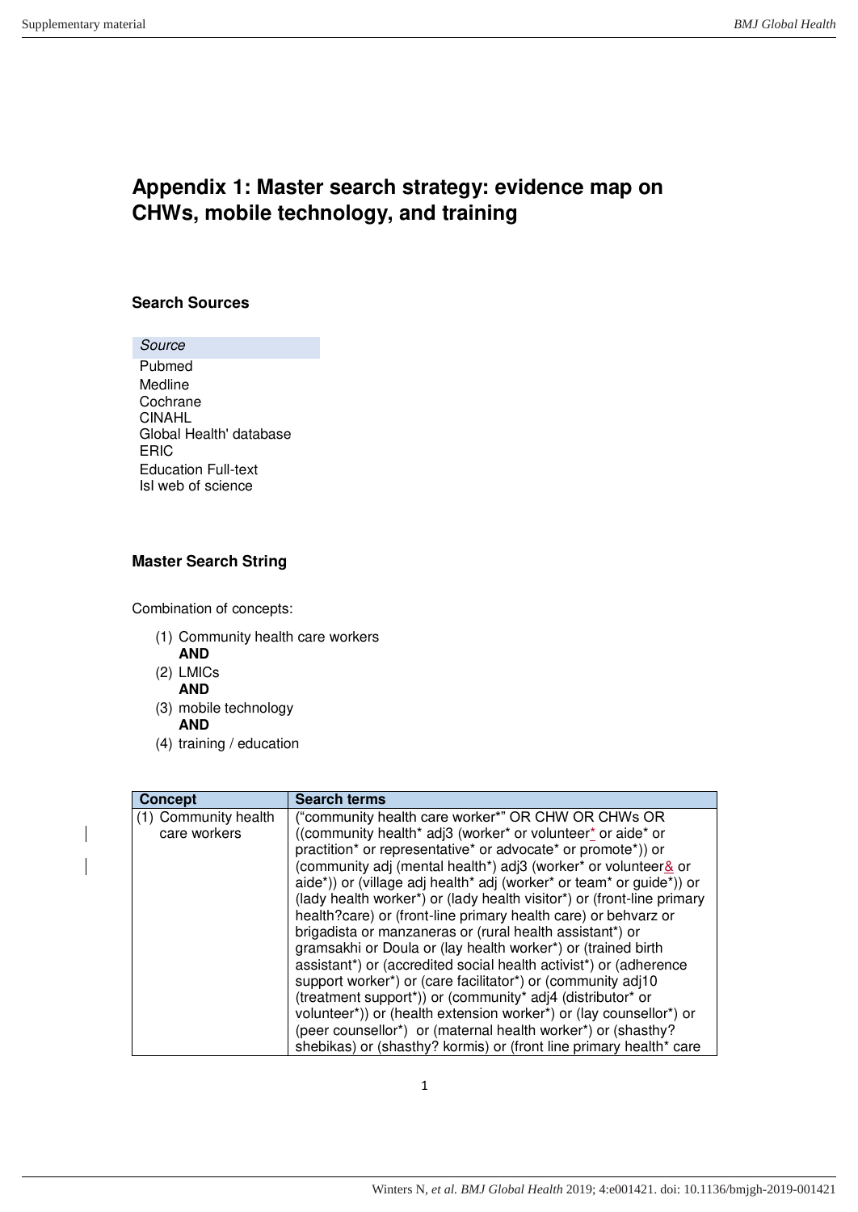# Appendix 1: Master search strategy: evidence map on CHWs, mobile technology, and training

## Search Sources

| Source |
|---|
| Pubmed |
| Medline |
| Cochrane |
| CINAHL |
| Global Health' database |
| ERIC |
| Education Full-text |
| Isl web of science |

## Master Search String

Combination of concepts:

(1) Community health care workers
**AND**
(2) LMICs
**AND**
(3) mobile technology
**AND**
(4) training / education

| Concept | Search terms |
|---|---|
| (1) Community health care workers | ("community health care worker*" OR CHW OR CHWs OR ((community health* adj3 (worker* or volunteer* or aide* or practition* or representative* or advocate* or promote*)) or (community adj (mental health*) adj3 (worker* or volunteer& or aide*)) or (village adj health* adj (worker* or team* or guide*)) or (lady health worker*) or (lady health visitor*) or (front-line primary health?care) or (front-line primary health care) or behvarz or brigadista or manzaneras or (rural health assistant*) or gramsakhi or Doula or (lay health worker*) or (trained birth assistant*) or (accredited social health activist*) or (adherence support worker*) or (care facilitator*) or (community adj10 (treatment support*)) or (community* adj4 (distributor* or volunteer*)) or (health extension worker*) or (lay counsellor*) or (peer counsellor*) or (maternal health worker*) or (shasthy? shebikas) or (shasthy? kormis) or (front line primary health* care |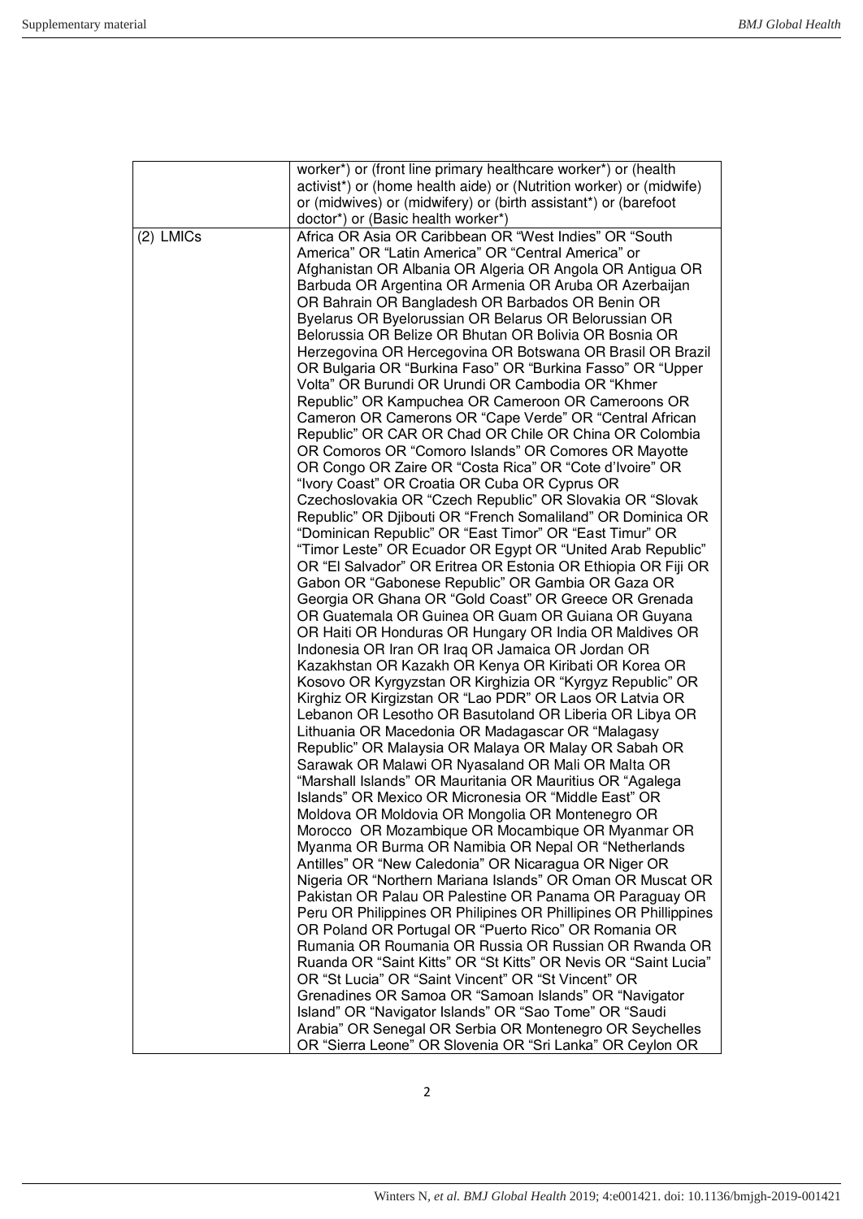| | |
|---|---|
| | worker*) or (front line primary healthcare worker*) or (health activist*) or (home health aide) or (Nutrition worker) or (midwife) or (midwives) or (midwifery) or (birth assistant*) or (barefoot doctor*) or (Basic health worker*) |
| (2) LMICs | Africa OR Asia OR Caribbean OR "West Indies" OR "South America" OR "Latin America" OR "Central America" or Afghanistan OR Albania OR Algeria OR Angola OR Antigua OR Barbuda OR Argentina OR Armenia OR Aruba OR Azerbaijan OR Bahrain OR Bangladesh OR Barbados OR Benin OR Byelarus OR Byelorussian OR Belarus OR Belorussian OR Belorussia OR Belize OR Bhutan OR Bolivia OR Bosnia OR Herzegovina OR Hercegovina OR Botswana OR Brasil OR Brazil OR Bulgaria OR "Burkina Faso" OR "Burkina Fasso" OR "Upper Volta" OR Burundi OR Urundi OR Cambodia OR "Khmer Republic" OR Kampuchea OR Cameroon OR Cameroons OR Cameron OR Camerons OR "Cape Verde" OR "Central African Republic" OR CAR OR Chad OR Chile OR China OR Colombia OR Comoros OR "Comoro Islands" OR Comores OR Mayotte OR Congo OR Zaire OR "Costa Rica" OR "Cote d'Ivoire" OR "Ivory Coast" OR Croatia OR Cuba OR Cyprus OR Czechoslovakia OR "Czech Republic" OR Slovakia OR "Slovak Republic" OR Djibouti OR "French Somaliland" OR Dominica OR "Dominican Republic" OR "East Timor" OR "East Timur" OR "Timor Leste" OR Ecuador OR Egypt OR "United Arab Republic" OR "El Salvador" OR Eritrea OR Estonia OR Ethiopia OR Fiji OR Gabon OR "Gabonese Republic" OR Gambia OR Gaza OR Georgia OR Ghana OR "Gold Coast" OR Greece OR Grenada OR Guatemala OR Guinea OR Guam OR Guiana OR Guyana OR Haiti OR Honduras OR Hungary OR India OR Maldives OR Indonesia OR Iran OR Iraq OR Jamaica OR Jordan OR Kazakhstan OR Kazakh OR Kenya OR Kiribati OR Korea OR Kosovo OR Kyrgyzstan OR Kirghizia OR "Kyrgyz Republic" OR Kirghiz OR Kirgizstan OR "Lao PDR" OR Laos OR Latvia OR Lebanon OR Lesotho OR Basutoland OR Liberia OR Libya OR Lithuania OR Macedonia OR Madagascar OR "Malagasy Republic" OR Malaysia OR Malaya OR Malay OR Sabah OR Sarawak OR Malawi OR Nyasaland OR Mali OR Malta OR "Marshall Islands" OR Mauritania OR Mauritius OR "Agalega Islands" OR Mexico OR Micronesia OR "Middle East" OR Moldova OR Moldovia OR Mongolia OR Montenegro OR Morocco OR Mozambique OR Mocambique OR Myanmar OR Myanma OR Burma OR Namibia OR Nepal OR "Netherlands Antilles" OR "New Caledonia" OR Nicaragua OR Niger OR Nigeria OR "Northern Mariana Islands" OR Oman OR Muscat OR Pakistan OR Palau OR Palestine OR Panama OR Paraguay OR Peru OR Philippines OR Philipines OR Phillipines OR Phillippines OR Poland OR Portugal OR "Puerto Rico" OR Romania OR Rumania OR Roumania OR Russia OR Russian OR Rwanda OR Ruanda OR "Saint Kitts" OR "St Kitts" OR Nevis OR "Saint Lucia" OR "St Lucia" OR "Saint Vincent" OR "St Vincent" OR Grenadines OR Samoa OR "Samoan Islands" OR "Navigator Island" OR "Navigator Islands" OR "Sao Tome" OR "Saudi Arabia" OR Senegal OR Serbia OR Montenegro OR Seychelles OR "Sierra Leone" OR Slovenia OR "Sri Lanka" OR Ceylon OR |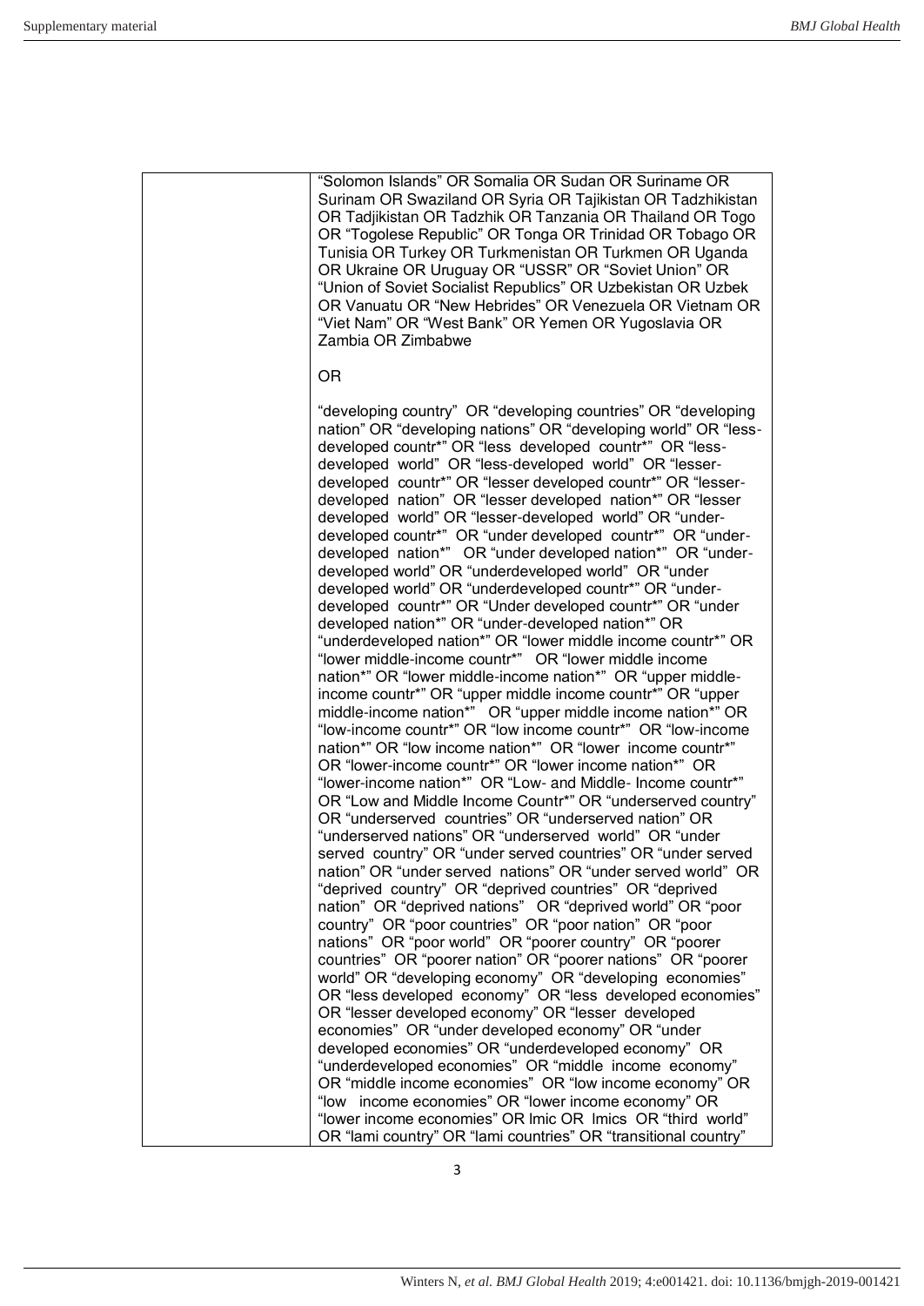| | |
|---|---|
| | "Solomon Islands" OR Somalia OR Sudan OR Suriname OR Surinam OR Swaziland OR Syria OR Tajikistan OR Tadzhikistan OR Tadjikistan OR Tadzhik OR Tanzania OR Thailand OR Togo OR "Togolese Republic" OR Tonga OR Trinidad OR Tobago OR Tunisia OR Turkey OR Turkmenistan OR Turkmen OR Uganda OR Ukraine OR Uruguay OR "USSR" OR "Soviet Union" OR "Union of Soviet Socialist Republics" OR Uzbekistan OR Uzbek OR Vanuatu OR "New Hebrides" OR Venezuela OR Vietnam OR "Viet Nam" OR "West Bank" OR Yemen OR Yugoslavia OR Zambia OR Zimbabwe<br><br>OR<br><br>"developing country" OR "developing countries" OR "developing nation" OR "developing nations" OR "developing world" OR "less-developed countr*" OR "less developed countr*" OR "less-developed world" OR "less-developed world" OR "lesser-developed countr*" OR "lesser developed countr*" OR "lesser-developed nation" OR "lesser developed nation*" OR "lesser developed world" OR "lesser-developed world" OR "under-developed countr*" OR "under developed countr*" OR "under-developed nation*" OR "under developed nation*" OR "under-developed world" OR "underdeveloped world" OR "under developed world" OR "underdeveloped countr*" OR "under-developed countr*" OR "Under developed countr*" OR "under developed nation*" OR "under-developed nation*" OR "underdeveloped nation*" OR "lower middle income countr*" OR "lower middle-income countr*" OR "lower middle income nation*" OR "lower middle-income nation*" OR "upper middle-income countr*" OR "upper middle income countr*" OR "upper middle-income nation*" OR "upper middle income nation*" OR "low-income countr*" OR "low income countr*" OR "low-income nation*" OR "low income nation*" OR "lower income countr*" OR "lower-income countr*" OR "lower income nation*" OR "lower-income nation*" OR "Low- and Middle- Income countr*" OR "Low and Middle Income Countr*" OR "underserved country" OR "underserved countries" OR "underserved nation" OR "underserved nations" OR "underserved world" OR "under served country" OR "under served countries" OR "under served nation" OR "under served nations" OR "under served world" OR "deprived country" OR "deprived countries" OR "deprived nation" OR "deprived nations" OR "deprived world" OR "poor country" OR "poor countries" OR "poor nation" OR "poor nations" OR "poor world" OR "poorer country" OR "poorer countries" OR "poorer nation" OR "poorer nations" OR "poorer world" OR "developing economy" OR "developing economies" OR "less developed economy" OR "less developed economies" OR "lesser developed economy" OR "lesser developed economies" OR "under developed economy" OR "under developed economies" OR "underdeveloped economy" OR "underdeveloped economies" OR "middle income economy" OR "middle income economies" OR "low income economy" OR "low income economies" OR "lower income economy" OR "lower income economies" OR lmic OR lmics OR "third world" OR "lami country" OR "lami countries" OR "transitional country" |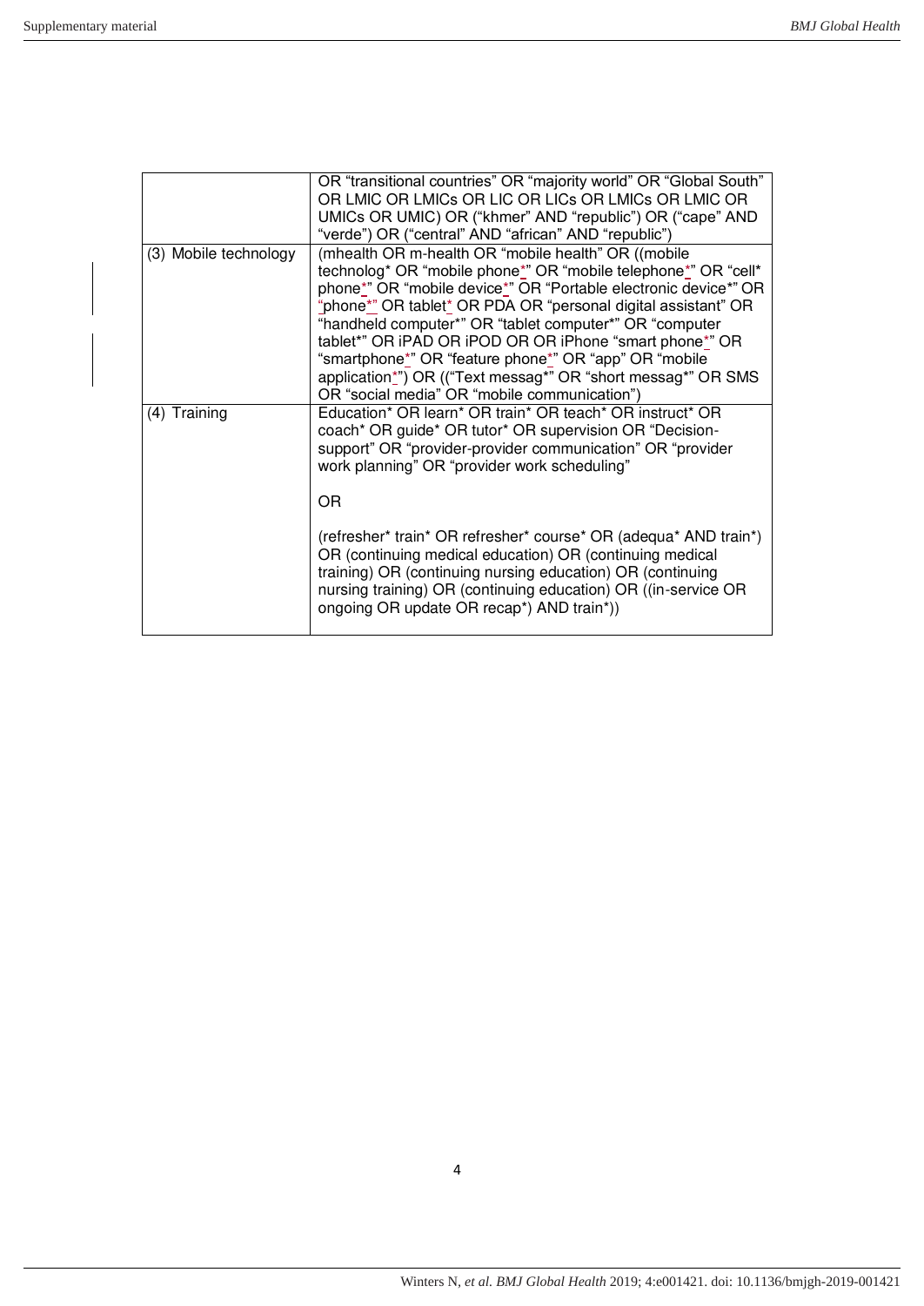|  |  |
| --- | --- |
|  | OR "transitional countries" OR "majority world" OR "Global South" OR LMIC OR LMICs OR LIC OR LICs OR LMICs OR LMIC OR UMICs OR UMIC) OR ("khmer" AND "republic") OR ("cape" AND "verde") OR ("central" AND "african" AND "republic") |
| (3) Mobile technology | (mhealth OR m-health OR "mobile health" OR ((mobile technolog* OR "mobile phone*" OR "mobile telephone*" OR "cell* phone*" OR "mobile device*" OR "Portable electronic device*" OR "phone*" OR tablet* OR PDA OR "personal digital assistant" OR "handheld computer*" OR "tablet computer*" OR "computer tablet*" OR iPAD OR iPOD OR OR iPhone "smart phone*" OR "smartphone*" OR "feature phone*" OR "app" OR "mobile application*") OR (("Text messag*" OR "short messag*" OR SMS OR "social media" OR "mobile communication") |
| (4) Training | Education* OR learn* OR train* OR teach* OR instruct* OR coach* OR guide* OR tutor* OR supervision OR "Decision-support" OR "provider-provider communication" OR "provider work planning" OR "provider work scheduling"<br><br>OR<br><br>(refresher* train* OR refresher* course* OR (adequa* AND train*) OR (continuing medical education) OR (continuing medical training) OR (continuing nursing education) OR (continuing nursing training) OR (continuing education) OR ((in-service OR ongoing OR update OR recap*) AND train*)) |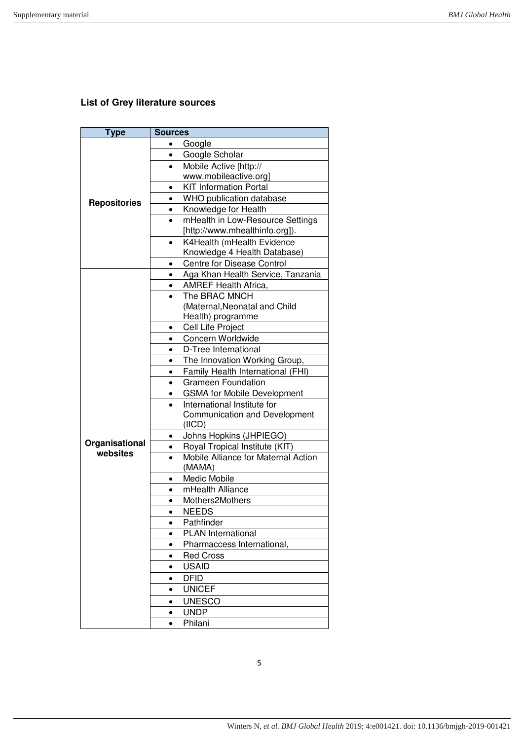### List of Grey literature sources

| Type | Sources |
|---|---|
| Repositories | • Google |
| | • Google Scholar |
| | • Mobile Active [http:// www.mobileactive.org] |
| | • KIT Information Portal |
| | • WHO publication database |
| | • Knowledge for Health |
| | • mHealth in Low-Resource Settings [http://www.mhealthinfo.org]). |
| | • K4Health (mHealth Evidence Knowledge 4 Health Database) |
| | • Centre for Disease Control |
| Organisational websites | • Aga Khan Health Service, Tanzania |
| | • AMREF Health Africa, |
| | • The BRAC MNCH (Maternal,Neonatal and Child Health) programme |
| | • Cell Life Project |
| | • Concern Worldwide |
| | • D-Tree International |
| | • The Innovation Working Group, |
| | • Family Health International (FHI) |
| | • Grameen Foundation |
| | • GSMA for Mobile Development |
| | • International Institute for Communication and Development (IICD) |
| | • Johns Hopkins (JHPIEGO) |
| | • Royal Tropical Institute (KIT) |
| | • Mobile Alliance for Maternal Action (MAMA) |
| | • Medic Mobile |
| | • mHealth Alliance |
| | • Mothers2Mothers |
| | • NEEDS |
| | • Pathfinder |
| | • PLAN International |
| | • Pharmaccess International, |
| | • Red Cross |
| | • USAID |
| | • DFID |
| | • UNICEF |
| | • UNESCO |
| | • UNDP |
| | • Philani |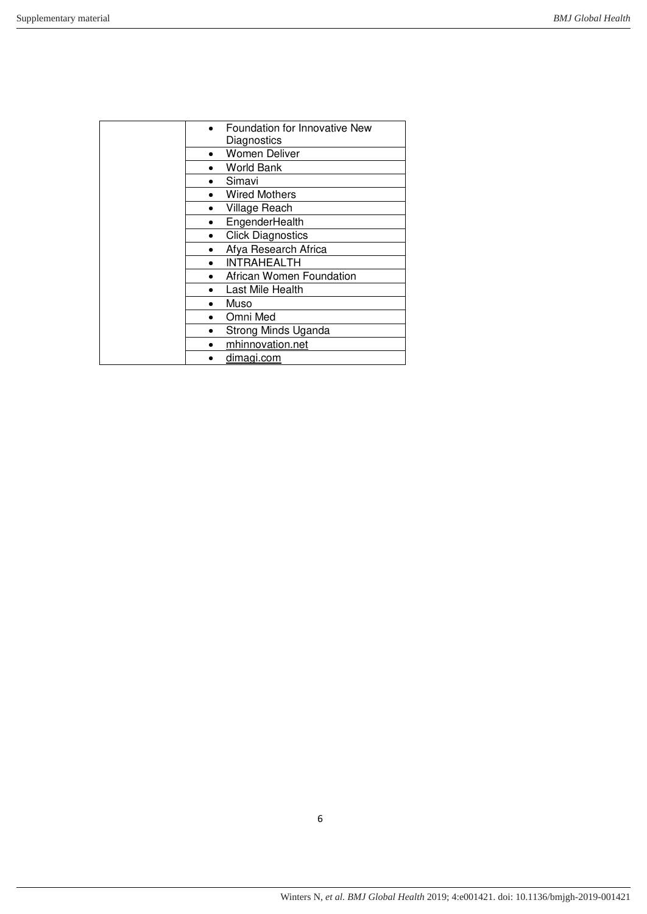| | |
|---|---|
| | • Foundation for Innovative New Diagnostics |
| | • Women Deliver |
| | • World Bank |
| | • Simavi |
| | • Wired Mothers |
| | • Village Reach |
| | • EngenderHealth |
| | • Click Diagnostics |
| | • Afya Research Africa |
| | • INTRAHEALTH |
| | • African Women Foundation |
| | • Last Mile Health |
| | • Muso |
| | • Omni Med |
| | • Strong Minds Uganda |
| | • mhinnovation.net |
| | • dimagi.com |